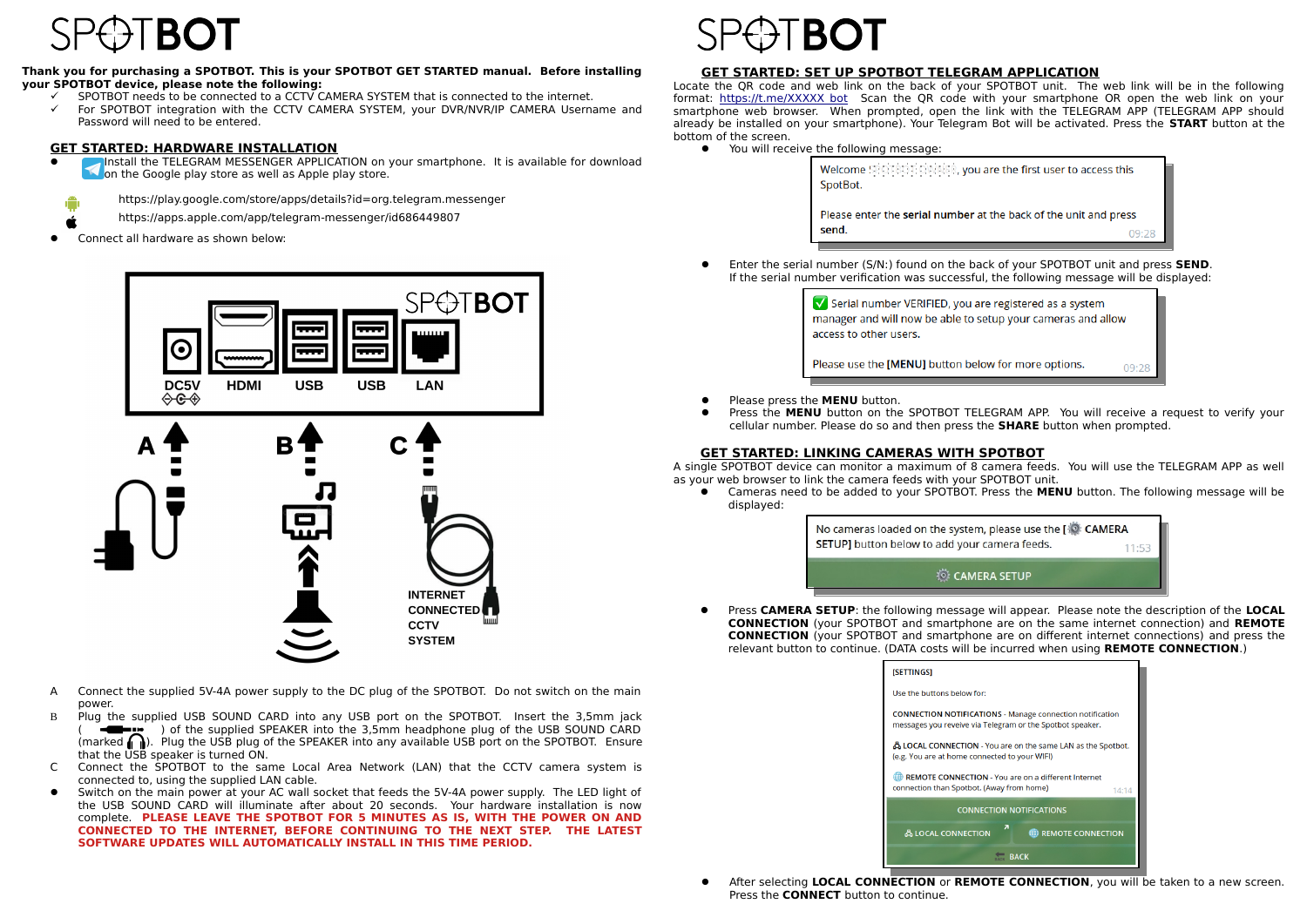# SPOTBOT

**Thank you for purchasing a SPOTBOT. This is your SPOTBOT GET STARTED manual. Before installing your SPOTBOT device, please note the following:**

- ✓ SPOTBOT needs to be connected to a CCTV CAMERA SYSTEM that is connected to the internet.
- ✓ For SPOTBOT integration with the CCTV CAMERA SYSTEM, your DVR/NVR/IP CAMERA Username and Password will need to be entered.

## GET STARTED: HARDWARE INSTALLATION

- Install the TELEGRAM MESSENGER APPLICATION on your smartphone. It is available for download on the Google play store as well as Apple play store.

  https://play.google.com/store/apps/details?id=org.telegram.messenger

  https://apps.apple.com/app/telegram-messenger/id686449807

- Connect all hardware as shown below:

SPOTBOT — DC5V | HDMI | USB | USB | LAN

A | B | C

INTERNET CONNECTED CCTV SYSTEM

A Connect the supplied 5V-4A power supply to the DC plug of the SPOTBOT. Do not switch on the main power.

B Plug the supplied USB SOUND CARD into any USB port on the SPOTBOT. Insert the 3,5mm jack ( ) of the supplied SPEAKER into the 3,5mm headphone plug of the USB SOUND CARD (marked ). Plug the USB plug of the SPEAKER into any available USB port on the SPOTBOT. Ensure that the USB speaker is turned ON.

C Connect the SPOTBOT to the same Local Area Network (LAN) that the CCTV camera system is connected to, using the supplied LAN cable.

- Switch on the main power at your AC wall socket that feeds the 5V-4A power supply. The LED light of the USB SOUND CARD will illuminate after about 20 seconds. Your hardware installation is now complete. **PLEASE LEAVE THE SPOTBOT FOR 5 MINUTES AS IS, WITH THE POWER ON AND CONNECTED TO THE INTERNET, BEFORE CONTINUING TO THE NEXT STEP. THE LATEST SOFTWARE UPDATES WILL AUTOMATICALLY INSTALL IN THIS TIME PERIOD.**

# SPOTBOT

## GET STARTED: SET UP SPOTBOT TELEGRAM APPLICATION

Locate the QR code and web link on the back of your SPOTBOT unit. The web link will be in the following format: https://t.me/XXXXX_bot Scan the QR code with your smartphone OR open the web link on your smartphone web browser. When prompted, open the link with the TELEGRAM APP (TELEGRAM APP should already be installed on your smartphone). Your Telegram Bot will be activated. Press the **START** button at the bottom of the screen.

- You will receive the following message:

> Welcome ..........., you are the first user to access this SpotBot.
>
> Please enter the **serial number** at the back of the unit and press **send**. 09:28

- Enter the serial number (S/N:) found on the back of your SPOTBOT unit and press **SEND**. If the serial number verification was successful, the following message will be displayed:

> ✅ Serial number VERIFIED, you are registered as a system manager and will now be able to setup your cameras and allow access to other users.
>
> Please use the **[MENU]** button below for more options. 09:28

- Please press the **MENU** button.
- Press the **MENU** button on the SPOTBOT TELEGRAM APP. You will receive a request to verify your cellular number. Please do so and then press the **SHARE** button when prompted.

## GET STARTED: LINKING CAMERAS WITH SPOTBOT

A single SPOTBOT device can monitor a maximum of 8 camera feeds. You will use the TELEGRAM APP as well as your web browser to link the camera feeds with your SPOTBOT unit.

- Cameras need to be added to your SPOTBOT. Press the **MENU** button. The following message will be displayed:

> No cameras loaded on the system, please use the [⚙ CAMERA SETUP] button below to add your camera feeds. 11:53
>
> [⚙ CAMERA SETUP]

- Press **CAMERA SETUP**: the following message will appear. Please note the description of the **LOCAL CONNECTION** (your SPOTBOT and smartphone are on the same internet connection) and **REMOTE CONNECTION** (your SPOTBOT and smartphone are on different internet connections) and press the relevant button to continue. (DATA costs will be incurred when using **REMOTE CONNECTION**.)

> [SETTINGS]
>
> Use the buttons below for:
>
> **CONNECTION NOTIFICATIONS** - Manage connection notification messages you reveive via Telegram or the Spotbot speaker.
>
> **LOCAL CONNECTION** - You are on the same LAN as the Spotbot. (e.g. You are at home connected to your WIFI)
>
> **REMOTE CONNECTION** - You are on a different Internet connection than Spotbot. (Away from home) 14:14
>
> [CONNECTION NOTIFICATIONS]
> [LOCAL CONNECTION] [REMOTE CONNECTION]
> [BACK]

- After selecting **LOCAL CONNECTION** or **REMOTE CONNECTION**, you will be taken to a new screen. Press the **CONNECT** button to continue.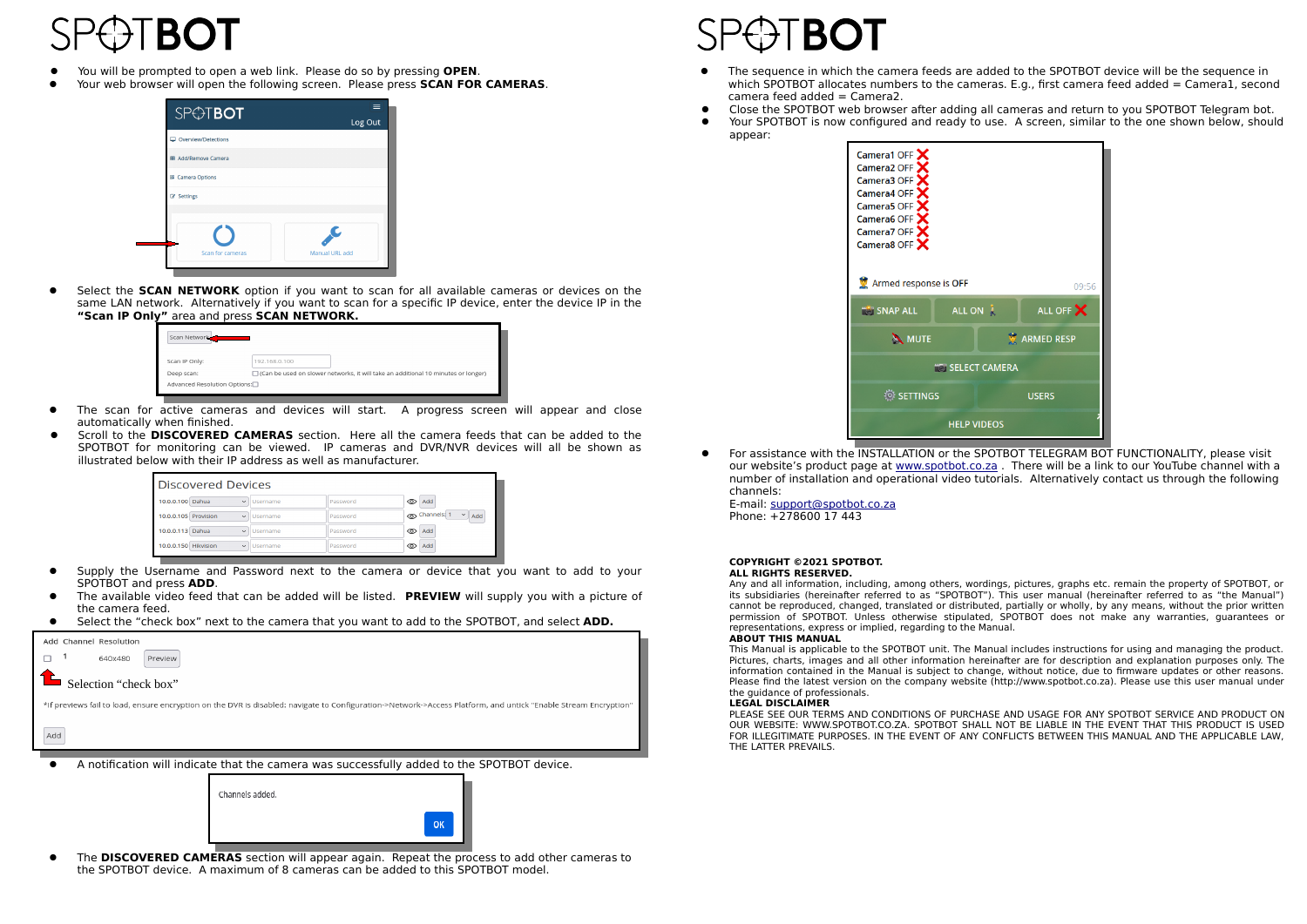# SPOTBOT

- You will be prompted to open a web link. Please do so by pressing **OPEN**.
- Your web browser will open the following screen. Please press **SCAN FOR CAMERAS**.

SPOTBOT
Log Out
Overview/Detections
Add/Remove Camera
Camera Options
Settings
Scan for cameras
Manual URL add

- Select the **SCAN NETWORK** option if you want to scan for all available cameras or devices on the same LAN network. Alternatively if you want to scan for a specific IP device, enter the device IP in the **"Scan IP Only"** area and press **SCAN NETWORK.**

Scan Network
Scan IP Only: 192.168.0.100
Deep scan: (Can be used on slower networks, it will take an additional 10 minutes or longer)
Advanced Resolution Options:

- The scan for active cameras and devices will start. A progress screen will appear and close automatically when finished.
- Scroll to the **DISCOVERED CAMERAS** section. Here all the camera feeds that can be added to the SPOTBOT for monitoring can be viewed. IP cameras and DVR/NVR devices will all be shown as illustrated below with their IP address as well as manufacturer.

Discovered Devices

| | | | | |
|---|---|---|---|---|
| 10.0.0.100 | Dahua | Username | Password | Add |
| 10.0.0.105 | Provision | Username | Password | Channels: 1 Add |
| 10.0.0.113 | Dahua | Username | Password | Add |
| 10.0.0.150 | Hikvision | Username | Password | Add |

- Supply the Username and Password next to the camera or device that you want to add to your SPOTBOT and press **ADD**.
- The available video feed that can be added will be listed. **PREVIEW** will supply you with a picture of the camera feed.
- Select the "check box" next to the camera that you want to add to the SPOTBOT, and select **ADD.**

| Add | Channel | Resolution | |
|---|---|---|---|
| ☐ | 1 | 640x480 | Preview |

Selection "check box"

*If previews fail to load, ensure encryption on the DVR is disabled: navigate to Configuration->Network->Access Platform, and untick "Enable Stream Encryption"

Add

- A notification will indicate that the camera was successfully added to the SPOTBOT device.

Channels added.
OK

- The **DISCOVERED CAMERAS** section will appear again. Repeat the process to add other cameras to the SPOTBOT device. A maximum of 8 cameras can be added to this SPOTBOT model.

# SPOTBOT

- The sequence in which the camera feeds are added to the SPOTBOT device will be the sequence in which SPOTBOT allocates numbers to the cameras. E.g., first camera feed added = Camera1, second camera feed added = Camera2.
- Close the SPOTBOT web browser after adding all cameras and return to you SPOTBOT Telegram bot.
- Your SPOTBOT is now configured and ready to use. A screen, similar to the one shown below, should appear:

Camera1 OFF ❌
Camera2 OFF ❌
Camera3 OFF ❌
Camera4 OFF ❌
Camera5 OFF ❌
Camera6 OFF ❌
Camera7 OFF ❌
Camera8 OFF ❌

Armed response is OFF 09:56

SNAP ALL | ALL ON | ALL OFF
MUTE | ARMED RESP
SELECT CAMERA
SETTINGS | USERS
HELP VIDEOS

- For assistance with the INSTALLATION or the SPOTBOT TELEGRAM BOT FUNCTIONALITY, please visit our website's product page at www.spotbot.co.za . There will be a link to our YouTube channel with a number of installation and operational video tutorials. Alternatively contact us through the following channels:
  E-mail: support@spotbot.co.za
  Phone: +278600 17 443

**COPYRIGHT ©2021 SPOTBOT.**
**ALL RIGHTS RESERVED.**

Any and all information, including, among others, wordings, pictures, graphs etc. remain the property of SPOTBOT, or its subsidiaries (hereinafter referred to as "SPOTBOT"). This user manual (hereinafter referred to as "the Manual") cannot be reproduced, changed, translated or distributed, partially or wholly, by any means, without the prior written permission of SPOTBOT. Unless otherwise stipulated, SPOTBOT does not make any warranties, guarantees or representations, express or implied, regarding to the Manual.

**ABOUT THIS MANUAL**

This Manual is applicable to the SPOTBOT unit. The Manual includes instructions for using and managing the product. Pictures, charts, images and all other information hereinafter are for description and explanation purposes only. The information contained in the Manual is subject to change, without notice, due to firmware updates or other reasons. Please find the latest version on the company website (http://www.spotbot.co.za). Please use this user manual under the guidance of professionals.

**LEGAL DISCLAIMER**

PLEASE SEE OUR TERMS AND CONDITIONS OF PURCHASE AND USAGE FOR ANY SPOTBOT SERVICE AND PRODUCT ON OUR WEBSITE: WWW.SPOTBOT.CO.ZA. SPOTBOT SHALL NOT BE LIABLE IN THE EVENT THAT THIS PRODUCT IS USED FOR ILLEGITIMATE PURPOSES. IN THE EVENT OF ANY CONFLICTS BETWEEN THIS MANUAL AND THE APPLICABLE LAW, THE LATTER PREVAILS.